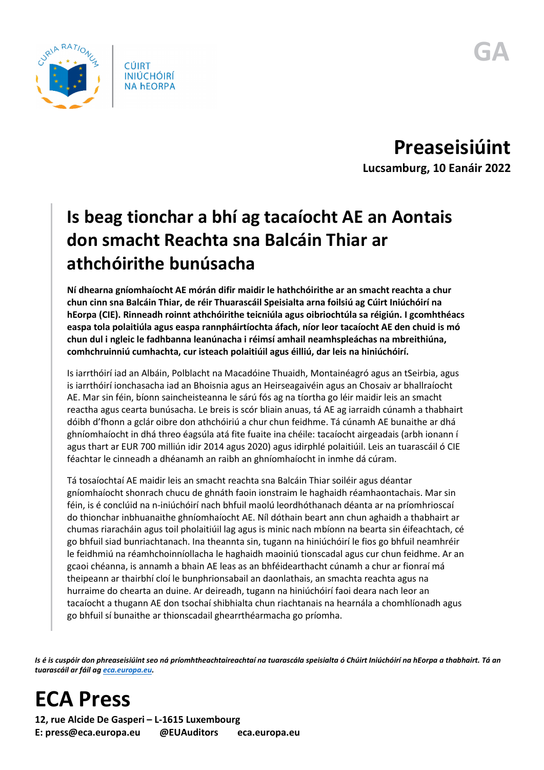CÚIRT INIÚCHÓIRÍ NA hEORPA

GA

# Preaseisiúint

**Lucsamburg, 10 Eanáir 2022**

## Is beag tionchar a bhí ag tacaíocht AE an Aontais don smacht Reachta sna Balcáin Thiar ar athchóirithe bunúsacha

**Ní dhearna gníomhaíocht AE mórán difir maidir le hathchóirithe ar an smacht reachta a chur chun cinn sna Balcáin Thiar, de réir Thuarascáil Speisialta arna foilsiú ag Cúirt Iniúchóirí na hEorpa (CIE). Rinneadh roinnt athchóirithe teicniúla agus oibriochtúla sa réigiún. I gcomhthéacs easpa tola polaitiúla agus easpa rannpháirtíochta áfach, níor leor tacaíocht AE den chuid is mó chun dul i ngleic le fadhbanna leanúnacha i réimsí amhail neamhspleáchas na mbreithiúna, comhchruinniú cumhachta, cur isteach polaitiúil agus éilliú, dar leis na hiniúchóirí.**

Is iarrthóirí iad an Albáin, Poblacht na Macadóine Thuaidh, Montainéagró agus an tSeirbia, agus is iarrthóirí ionchasacha iad an Bhoisnia agus an Heirseagaivéin agus an Chosaiv ar bhallraíocht AE. Mar sin féin, bíonn saincheisteanna le sárú fós ag na tíortha go léir maidir leis an smacht reachta agus cearta bunúsacha. Le breis is scór bliain anuas, tá AE ag iarraidh cúnamh a thabhairt dóibh d'fhonn a gclár oibre don athchóiriú a chur chun feidhme. Tá cúnamh AE bunaithe ar dhá ghníomhaíocht in dhá threo éagsúla atá fite fuaite ina chéile: tacaíocht airgeadais (arbh ionann í agus thart ar EUR 700 milliún idir 2014 agus 2020) agus idirphlé polaitiúil. Leis an tuarascáil ó CIE féachtar le cinneadh a dhéanamh an raibh an ghníomhaíocht in inmhe dá cúram.

Tá tosaíochtaí AE maidir leis an smacht reachta sna Balcáin Thiar soiléir agus déantar gníomhaíocht shonrach chucu de ghnáth faoin ionstraim le haghaidh réamhaontachais. Mar sin féin, is é conclúid na n-iniúchóirí nach bhfuil maolú leordhóthanach déanta ar na príomhrioscaí do thionchar inbhuanaithe ghníomhaíocht AE. Níl dóthain beart ann chun aghaidh a thabhairt ar chumas riaracháin agus toil pholaitiúil lag agus is minic nach mbíonn na bearta sin éifeachtach, cé go bhfuil siad bunriachtanach. Ina theannta sin, tugann na hiniúchóirí le fios go bhfuil neamhréir le feidhmiú na réamhchoinníollacha le haghaidh maoiniú tionscadal agus cur chun feidhme. Ar an gcaoi chéanna, is annamh a bhain AE leas as an bhféidearthacht cúnamh a chur ar fionraí má theipeann ar thairbhí cloí le bunphrionsabail an daonlathais, an smachta reachta agus na hurraime do chearta an duine. Ar deireadh, tugann na hiniúchóirí faoi deara nach leor an tacaíocht a thugann AE don tsochaí shibhialta chun riachtanais na hearnála a chomhlíonadh agus go bhfuil sí bunaithe ar thionscadail ghearrthéarmacha go príomha.

*Is é is cuspóir don phreaseisiúint seo ná príomhtheachtaireachtaí na tuarascála speisialta ó Chúirt Iniúchóirí na hEorpa a thabhairt. Tá an tuarascáil ar fáil ag [eca.europa.eu](eca.europa.eu).*

# ECA Press

**12, rue Alcide De Gasperi – L-1615 Luxembourg**

**E: press@eca.europa.eu @EUAuditors eca.europa.eu**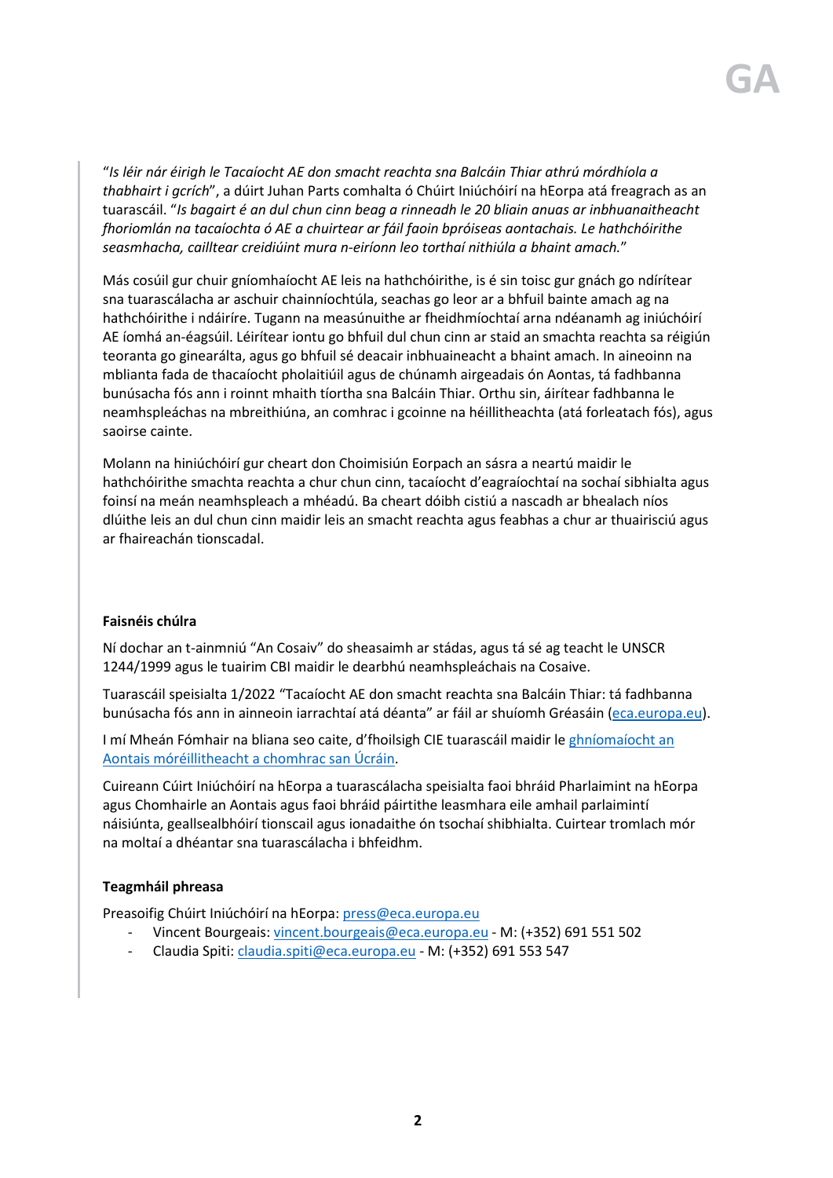“*Is léir nár éirigh le Tacaíocht AE don smacht reachta sna Balcáin Thiar athrú mórdhíola a thabhairt i gcrích*”, a dúirt Juhan Parts comhalta ó Chúirt Iniúchóirí na hEorpa atá freagrach as an tuarascáil. “*Is bagairt é an dul chun cinn beag a rinneadh le 20 bliain anuas ar inbhuanaitheacht fhoriomlán na tacaíochta ó AE a chuirtear ar fáil faoin bpróiseas aontachais. Le hathchóirithe seasmhacha, cailltear creidiúint mura n-eiríonn leo torthaí nithiúla a bhaint amach.*”

Más cosúil gur chuir gníomhaíocht AE leis na hathchóirithe, is é sin toisc gur gnách go ndírítear sna tuarascálacha ar aschuir chainníochtúla, seachas go leor ar a bhfuil bainte amach ag na hathchóirithe i ndáiríre. Tugann na measúnuithe ar fheidhmíochtaí arna ndéanamh ag iniúchóirí AE íomhá an-éagsúil. Léirítear iontu go bhfuil dul chun cinn ar staid an smachta reachta sa réigiún teoranta go ginearálta, agus go bhfuil sé deacair inbhuaineacht a bhaint amach. In aineoinn na mblianta fada de thacaíocht pholaitiúil agus de chúnamh airgeadais ón Aontas, tá fadhbanna bunúsacha fós ann i roinnt mhaith tíortha sna Balcáin Thiar. Orthu sin, áirítear fadhbanna le neamhspleáchas na mbreithiúna, an comhrac i gcoinne na héillitheachta (atá forleatach fós), agus saoirse cainte.

Molann na hiniúchóirí gur cheart don Choimisiún Eorpach an sásra a neartú maidir le hathchóirithe smachta reachta a chur chun cinn, tacaíocht d’eagraíochtaí na sochaí sibhialta agus foinsí na meán neamhspleach a mhéadú. Ba cheart dóibh cistiú a nascadh ar bhealach níos dlúithe leis an dul chun cinn maidir leis an smacht reachta agus feabhas a chur ar thuairisciú agus ar fhaireachán tionscadal.

**Faisnéis chúlra**

Ní dochar an t-ainmniú “An Cosaiv” do sheasaimh ar stádas, agus tá sé ag teacht le UNSCR 1244/1999 agus le tuairim CBI maidir le dearbhú neamhspleáchais na Cosaive.

Tuarascáil speisialta 1/2022 “Tacaíocht AE don smacht reachta sna Balcáin Thiar: tá fadhbanna bunúsacha fós ann in ainneoin iarrachtaí atá déanta” ar fáil ar shuíomh Gréasáin (eca.europa.eu).

I mí Mheán Fómhair na bliana seo caite, d’fhoilsigh CIE tuarascáil maidir le ghníomaíocht an Aontais móréillitheacht a chomhrac san Úcráin.

Cuireann Cúirt Iniúchóirí na hEorpa a tuarascálacha speisialta faoi bhráid Pharlaimint na hEorpa agus Chomhairle an Aontais agus faoi bhráid páirtithe leasmhara eile amhail parlaimintí náisiúnta, geallsealbhóirí tionscail agus ionadaithe ón tsochaí shibhialta. Cuirtear tromlach mór na moltaí a dhéantar sna tuarascálacha i bhfeidhm.

**Teagmháil phreasa**

Preasoifig Chúirt Iniúchóirí na hEorpa: press@eca.europa.eu

- Vincent Bourgeais: vincent.bourgeais@eca.europa.eu - M: (+352) 691 551 502
- Claudia Spiti: claudia.spiti@eca.europa.eu - M: (+352) 691 553 547